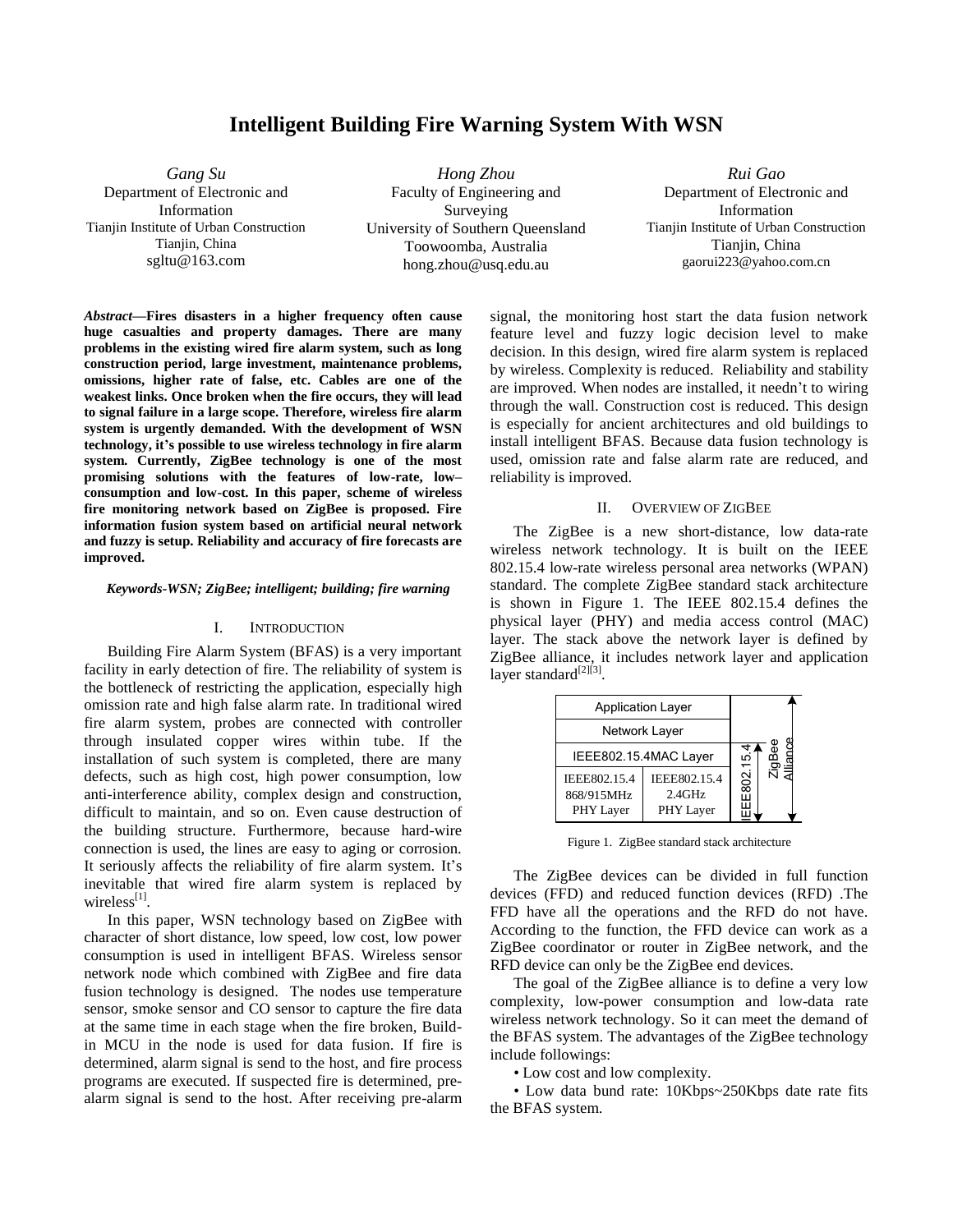# Intelligent Building Fire Warning System With WSN

*Gang Su*
Department of Electronic and Information
Tianjin Institute of Urban Construction
Tianjin, China
sgltu@163.com

*Hong Zhou*
Faculty of Engineering and Surveying
University of Southern Queensland
Toowoomba, Australia
hong.zhou@usq.edu.au

*Rui Gao*
Department of Electronic and Information
Tianjin Institute of Urban Construction
Tianjin, China
gaorui223@yahoo.com.cn

***Abstract*—Fires disasters in a higher frequency often cause huge casualties and property damages. There are many problems in the existing wired fire alarm system, such as long construction period, large investment, maintenance problems, omissions, higher rate of false, etc. Cables are one of the weakest links. Once broken when the fire occurs, they will lead to signal failure in a large scope. Therefore, wireless fire alarm system is urgently demanded. With the development of WSN technology, it's possible to use wireless technology in fire alarm system. Currently, ZigBee technology is one of the most promising solutions with the features of low-rate, low–consumption and low-cost. In this paper, scheme of wireless fire monitoring network based on ZigBee is proposed. Fire information fusion system based on artificial neural network and fuzzy is setup. Reliability and accuracy of fire forecasts are improved.**

***Keywords-WSN; ZigBee; intelligent; building; fire warning***

## I. Introduction

Building Fire Alarm System (BFAS) is a very important facility in early detection of fire. The reliability of system is the bottleneck of restricting the application, especially high omission rate and high false alarm rate. In traditional wired fire alarm system, probes are connected with controller through insulated copper wires within tube. If the installation of such system is completed, there are many defects, such as high cost, high power consumption, low anti-interference ability, complex design and construction, difficult to maintain, and so on. Even cause destruction of the building structure. Furthermore, because hard-wire connection is used, the lines are easy to aging or corrosion. It seriously affects the reliability of fire alarm system. It's inevitable that wired fire alarm system is replaced by wireless[1].

In this paper, WSN technology based on ZigBee with character of short distance, low speed, low cost, low power consumption is used in intelligent BFAS. Wireless sensor network node which combined with ZigBee and fire data fusion technology is designed. The nodes use temperature sensor, smoke sensor and CO sensor to capture the fire data at the same time in each stage when the fire broken, Build-in MCU in the node is used for data fusion. If fire is determined, alarm signal is send to the host, and fire process programs are executed. If suspected fire is determined, pre-alarm signal is send to the host. After receiving pre-alarm signal, the monitoring host start the data fusion network feature level and fuzzy logic decision level to make decision. In this design, wired fire alarm system is replaced by wireless. Complexity is reduced. Reliability and stability are improved. When nodes are installed, it needn't to wiring through the wall. Construction cost is reduced. This design is especially for ancient architectures and old buildings to install intelligent BFAS. Because data fusion technology is used, omission rate and false alarm rate are reduced, and reliability is improved.

## II. Overview of ZigBee

The ZigBee is a new short-distance, low data-rate wireless network technology. It is built on the IEEE 802.15.4 low-rate wireless personal area networks (WPAN) standard. The complete ZigBee standard stack architecture is shown in Figure 1. The IEEE 802.15.4 defines the physical layer (PHY) and media access control (MAC) layer. The stack above the network layer is defined by ZigBee alliance, it includes network layer and application layer standard[2][3].

| Application Layer | | |
|---|---|---|
| Network Layer | | ZigBee Alliance |
| IEEE802.15.4MAC Layer | | IEEE802.15.4 |
| IEEE802.15.4 868/915MHz PHY Layer | IEEE802.15.4 2.4GHz PHY Layer | |

Figure 1. ZigBee standard stack architecture

The ZigBee devices can be divided in full function devices (FFD) and reduced function devices (RFD) .The FFD have all the operations and the RFD do not have. According to the function, the FFD device can work as a ZigBee coordinator or router in ZigBee network, and the RFD device can only be the ZigBee end devices.

The goal of the ZigBee alliance is to define a very low complexity, low-power consumption and low-data rate wireless network technology. So it can meet the demand of the BFAS system. The advantages of the ZigBee technology include followings:

- Low cost and low complexity.
- Low data bund rate: 10Kbps~250Kbps date rate fits the BFAS system.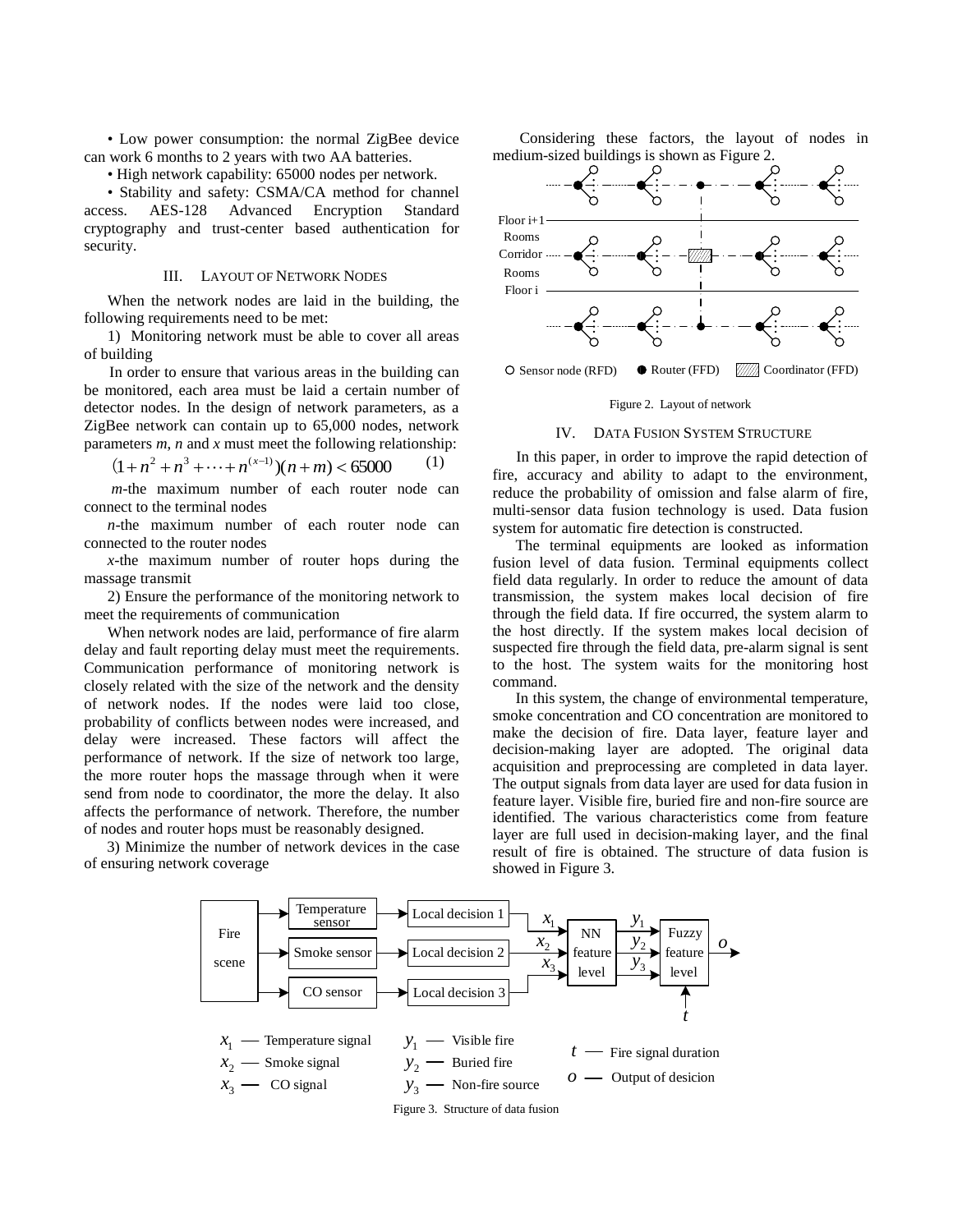• Low power consumption: the normal ZigBee device can work 6 months to 2 years with two AA batteries.

• High network capability: 65000 nodes per network.

• Stability and safety: CSMA/CA method for channel access. AES-128 Advanced Encryption Standard cryptography and trust-center based authentication for security.

## III. LAYOUT OF NETWORK NODES

When the network nodes are laid in the building, the following requirements need to be met:

1) Monitoring network must be able to cover all areas of building

In order to ensure that various areas in the building can be monitored, each area must be laid a certain number of detector nodes. In the design of network parameters, as a ZigBee network can contain up to 65,000 nodes, network parameters *m*, *n* and *x* must meet the following relationship:

$$(1+n^2+n^3+\cdots+n^{(x-1)})(n+m)<65000 \qquad (1)$$

*m*-the maximum number of each router node can connect to the terminal nodes

*n*-the maximum number of each router node can connected to the router nodes

*x*-the maximum number of router hops during the massage transmit

2) Ensure the performance of the monitoring network to meet the requirements of communication

When network nodes are laid, performance of fire alarm delay and fault reporting delay must meet the requirements. Communication performance of monitoring network is closely related with the size of the network and the density of network nodes. If the nodes were laid too close, probability of conflicts between nodes were increased, and delay were increased. These factors will affect the performance of network. If the size of network too large, the more router hops the massage through when it were send from node to coordinator, the more the delay. It also affects the performance of network. Therefore, the number of nodes and router hops must be reasonably designed.

3) Minimize the number of network devices in the case of ensuring network coverage

Considering these factors, the layout of nodes in medium-sized buildings is shown as Figure 2.

Floor i+1 / Rooms / Corridor / Rooms / Floor i

○ Sensor node (RFD) ● Router (FFD) ▨ Coordinator (FFD)

Figure 2. Layout of network

## IV. DATA FUSION SYSTEM STRUCTURE

In this paper, in order to improve the rapid detection of fire, accuracy and ability to adapt to the environment, reduce the probability of omission and false alarm of fire, multi-sensor data fusion technology is used. Data fusion system for automatic fire detection is constructed.

The terminal equipments are looked as information fusion level of data fusion. Terminal equipments collect field data regularly. In order to reduce the amount of data transmission, the system makes local decision of fire through the field data. If fire occurred, the system alarm to the host directly. If the system makes local decision of suspected fire through the field data, pre-alarm signal is sent to the host. The system waits for the monitoring host command.

In this system, the change of environmental temperature, smoke concentration and CO concentration are monitored to make the decision of fire. Data layer, feature layer and decision-making layer are adopted. The original data acquisition and preprocessing are completed in data layer. The output signals from data layer are used for data fusion in feature layer. Visible fire, buried fire and non-fire source are identified. The various characteristics come from feature layer are full used in decision-making layer, and the final result of fire is obtained. The structure of data fusion is showed in Figure 3.

Fire scene → Temperature sensor → Local decision 1 → $x_1$; Smoke sensor → Local decision 2 → $x_2$; CO sensor → Local decision 3 → $x_3$ → NN feature level → $y_1$, $y_2$, $y_3$ → Fuzzy feature level (input $t$) → $o$

$x_1$ — Temperature signal
$x_2$ — Smoke signal
$x_3$ — CO signal
$y_1$ — Visible fire
$y_2$ — Buried fire
$y_3$ — Non-fire source
$t$ — Fire signal duration
$o$ — Output of desicion

Figure 3. Structure of data fusion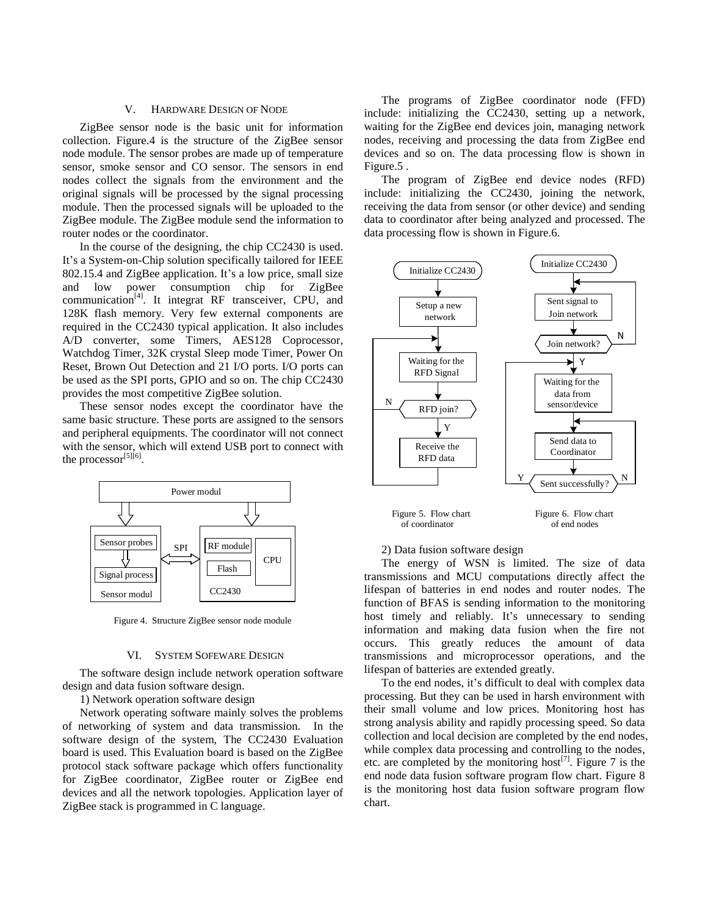## V. HARDWARE DESIGN OF NODE

ZigBee sensor node is the basic unit for information collection. Figure.4 is the structure of the ZigBee sensor node module. The sensor probes are made up of temperature sensor, smoke sensor and CO sensor. The sensors in end nodes collect the signals from the environment and the original signals will be processed by the signal processing module. Then the processed signals will be uploaded to the ZigBee module. The ZigBee module send the information to router nodes or the coordinator.

In the course of the designing, the chip CC2430 is used. It's a System-on-Chip solution specifically tailored for IEEE 802.15.4 and ZigBee application. It's a low price, small size and low power consumption chip for ZigBee communication[4]. It integrat RF transceiver, CPU, and 128K flash memory. Very few external components are required in the CC2430 typical application. It also includes A/D converter, some Timers, AES128 Coprocessor, Watchdog Timer, 32K crystal Sleep mode Timer, Power On Reset, Brown Out Detection and 21 I/O ports. I/O ports can be used as the SPI ports, GPIO and so on. The chip CC2430 provides the most competitive ZigBee solution.

These sensor nodes except the coordinator have the same basic structure. These ports are assigned to the sensors and peripheral equipments. The coordinator will not connect with the sensor, which will extend USB port to connect with the processor[5][6].

Figure 4. Structure ZigBee sensor node module

## VI. SYSTEM SOFEWARE DESIGN

The software design include network operation software design and data fusion software design.

1) Network operation software design

Network operating software mainly solves the problems of networking of system and data transmission. In the software design of the system, The CC2430 Evaluation board is used. This Evaluation board is based on the ZigBee protocol stack software package which offers functionality for ZigBee coordinator, ZigBee router or ZigBee end devices and all the network topologies. Application layer of ZigBee stack is programmed in C language.

The programs of ZigBee coordinator node (FFD) include: initializing the CC2430, setting up a network, waiting for the ZigBee end devices join, managing network nodes, receiving and processing the data from ZigBee end devices and so on. The data processing flow is shown in Figure.5 .

The program of ZigBee end device nodes (RFD) include: initializing the CC2430, joining the network, receiving the data from sensor (or other device) and sending data to coordinator after being analyzed and processed. The data processing flow is shown in Figure.6.

Figure 5. Flow chart of coordinator

Figure 6. Flow chart of end nodes

2) Data fusion software design

The energy of WSN is limited. The size of data transmissions and MCU computations directly affect the lifespan of batteries in end nodes and router nodes. The function of BFAS is sending information to the monitoring host timely and reliably. It's unnecessary to sending information and making data fusion when the fire not occurs. This greatly reduces the amount of data transmissions and microprocessor operations, and the lifespan of batteries are extended greatly.

To the end nodes, it's difficult to deal with complex data processing. But they can be used in harsh environment with their small volume and low prices. Monitoring host has strong analysis ability and rapidly processing speed. So data collection and local decision are completed by the end nodes, while complex data processing and controlling to the nodes, etc. are completed by the monitoring host[7]. Figure 7 is the end node data fusion software program flow chart. Figure 8 is the monitoring host data fusion software program flow chart.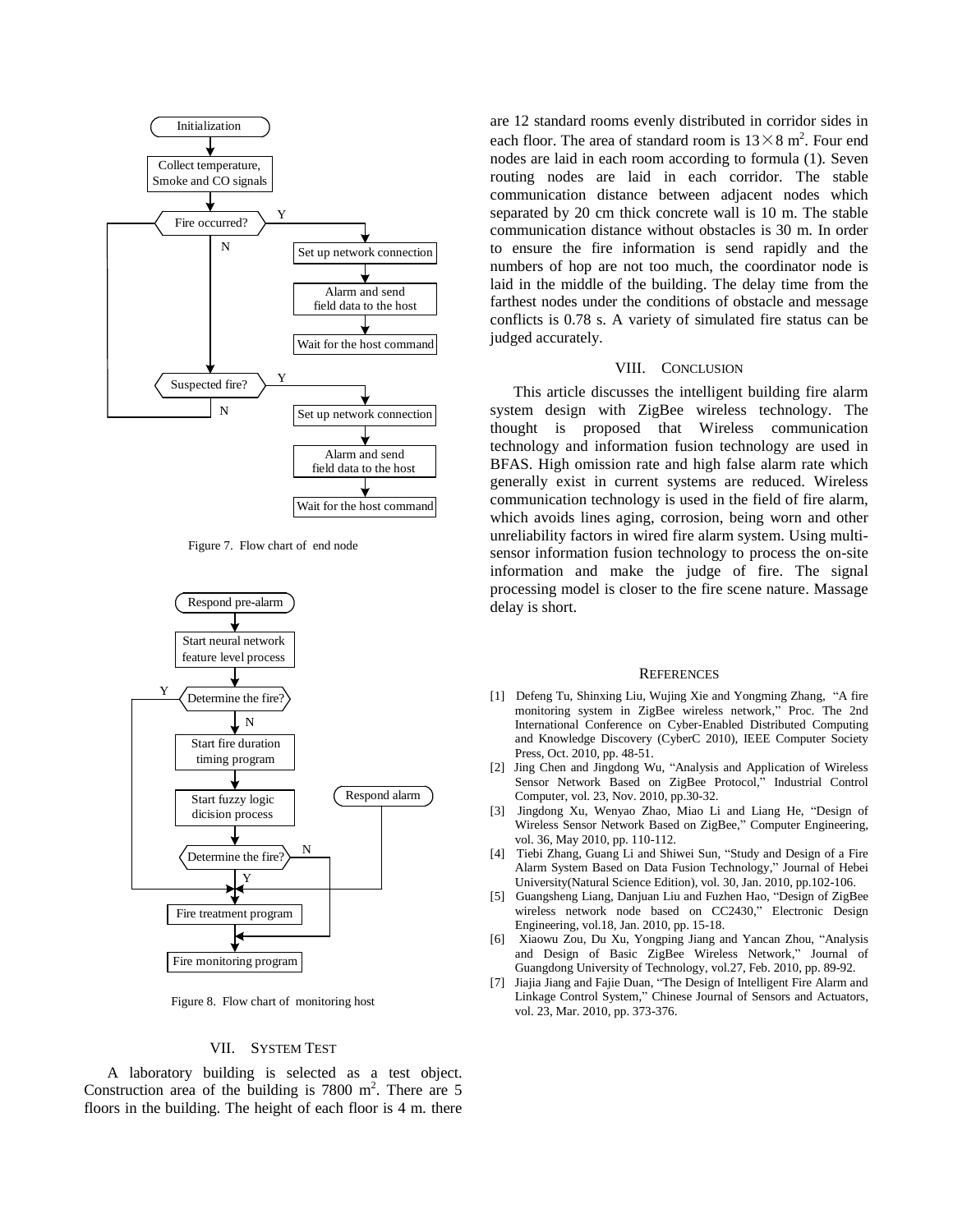Initialization

Collect temperature, Smoke and CO signals

Fire occurred?

Y

N

Set up network connection

Alarm and send field data to the host

Wait for the host command

Suspected fire?

Y

N

Set up network connection

Alarm and send field data to the host

Wait for the host command

Figure 7. Flow chart of end node

Respond pre-alarm

Start neural network feature level process

Y

Determine the fire?

N

Start fire duration timing program

Start fuzzy logic dicision process

Respond alarm

Determine the fire?

N

Y

Fire treatment program

Fire monitoring program

Figure 8. Flow chart of monitoring host

## VII. System Test

A laboratory building is selected as a test object. Construction area of the building is 7800 $m^2$. There are 5 floors in the building. The height of each floor is 4 m. there are 12 standard rooms evenly distributed in corridor sides in each floor. The area of standard room is $13\times 8$ $m^2$. Four end nodes are laid in each room according to formula (1). Seven routing nodes are laid in each corridor. The stable communication distance between adjacent nodes which separated by 20 cm thick concrete wall is 10 m. The stable communication distance without obstacles is 30 m. In order to ensure the fire information is send rapidly and the numbers of hop are not too much, the coordinator node is laid in the middle of the building. The delay time from the farthest nodes under the conditions of obstacle and message conflicts is 0.78 s. A variety of simulated fire status can be judged accurately.

## VIII. Conclusion

This article discusses the intelligent building fire alarm system design with ZigBee wireless technology. The thought is proposed that Wireless communication technology and information fusion technology are used in BFAS. High omission rate and high false alarm rate which generally exist in current systems are reduced. Wireless communication technology is used in the field of fire alarm, which avoids lines aging, corrosion, being worn and other unreliability factors in wired fire alarm system. Using multi-sensor information fusion technology to process the on-site information and make the judge of fire. The signal processing model is closer to the fire scene nature. Massage delay is short.

## References

[1] Defeng Tu, Shinxing Liu, Wujing Xie and Yongming Zhang, "A fire monitoring system in ZigBee wireless network," Proc. The 2nd International Conference on Cyber-Enabled Distributed Computing and Knowledge Discovery (CyberC 2010), IEEE Computer Society Press, Oct. 2010, pp. 48-51.

[2] Jing Chen and Jingdong Wu, "Analysis and Application of Wireless Sensor Network Based on ZigBee Protocol," Industrial Control Computer, vol. 23, Nov. 2010, pp.30-32.

[3] Jingdong Xu, Wenyao Zhao, Miao Li and Liang He, "Design of Wireless Sensor Network Based on ZigBee," Computer Engineering, vol. 36, May 2010, pp. 110-112.

[4] Tiebi Zhang, Guang Li and Shiwei Sun, "Study and Design of a Fire Alarm System Based on Data Fusion Technology," Journal of Hebei University(Natural Science Edition), vol. 30, Jan. 2010, pp.102-106.

[5] Guangsheng Liang, Danjuan Liu and Fuzhen Hao, "Design of ZigBee wireless network node based on CC2430," Electronic Design Engineering, vol.18, Jan. 2010, pp. 15-18.

[6] Xiaowu Zou, Du Xu, Yongping Jiang and Yancan Zhou, "Analysis and Design of Basic ZigBee Wireless Network," Journal of Guangdong University of Technology, vol.27, Feb. 2010, pp. 89-92.

[7] Jiajia Jiang and Fajie Duan, "The Design of Intelligent Fire Alarm and Linkage Control System," Chinese Journal of Sensors and Actuators, vol. 23, Mar. 2010, pp. 373-376.